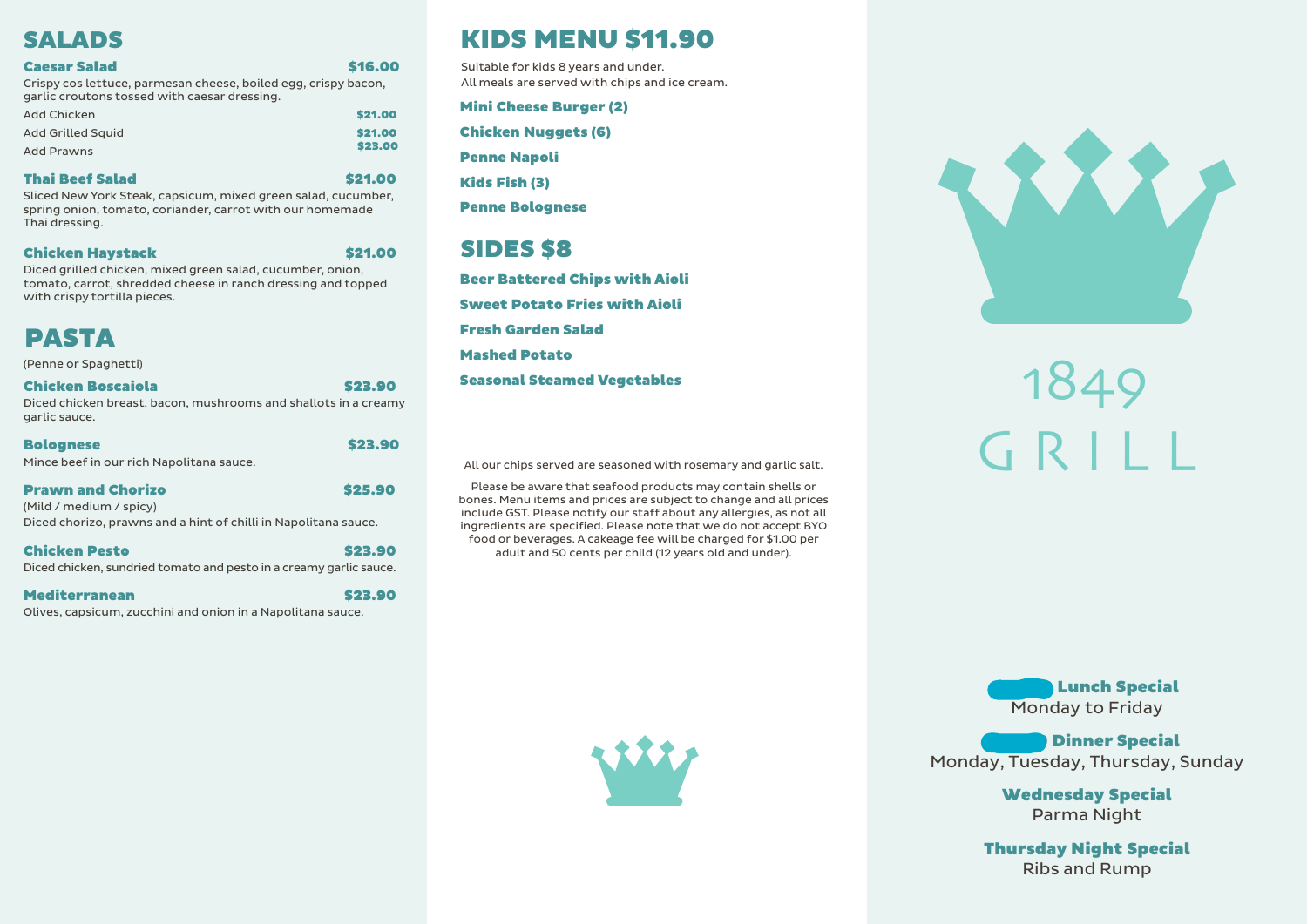## SALADS

**Caesar Salad** $16.00

Crispy cos lettuce, parmesan cheese, boiled egg, crispy bacon, garlic croutons tossed with caesar dressing.

- Add Chicken $21.00
- Add Grilled Squid $21.00
- Add Prawns $23.00

**Thai Beef Salad** $21.00

Sliced New York Steak, capsicum, mixed green salad, cucumber, spring onion, tomato, coriander, carrot with our homemade Thai dressing.

**Chicken Haystack** $21.00

Diced grilled chicken, mixed green salad, cucumber, onion, tomato, carrot, shredded cheese in ranch dressing and topped with crispy tortilla pieces.

## PASTA

(Penne or Spaghetti)

**Chicken Boscaiola** $23.90

Diced chicken breast, bacon, mushrooms and shallots in a creamy garlic sauce.

**Bolognese** $23.90

Mince beef in our rich Napolitana sauce.

**Prawn and Chorizo** $25.90

(Mild / medium / spicy)

Diced chorizo, prawns and a hint of chilli in Napolitana sauce.

**Chicken Pesto** $23.90

Diced chicken, sundried tomato and pesto in a creamy garlic sauce.

**Mediterranean** $23.90

Olives, capsicum, zucchini and onion in a Napolitana sauce.

## KIDS MENU $11.90

Suitable for kids 8 years and under.
All meals are served with chips and ice cream.

**Mini Cheese Burger (2)**

**Chicken Nuggets (6)**

**Penne Napoli**

**Kids Fish (3)**

**Penne Bolognese**

## SIDES $8

**Beer Battered Chips with Aioli**

**Sweet Potato Fries with Aioli**

**Fresh Garden Salad**

**Mashed Potato**

**Seasonal Steamed Vegetables**

All our chips served are seasoned with rosemary and garlic salt.

Please be aware that seafood products may contain shells or bones. Menu items and prices are subject to change and all prices include GST. Please notify our staff about any allergies, as not all ingredients are specified. Please note that we do not accept BYO food or beverages. A cakeage fee will be charged for $1.00 per adult and 50 cents per child (12 years old and under).

# 1849 GRILL

**Lunch Special**
Monday to Friday

**Dinner Special**
Monday, Tuesday, Thursday, Sunday

**Wednesday Special**
Parma Night

**Thursday Night Special**
Ribs and Rump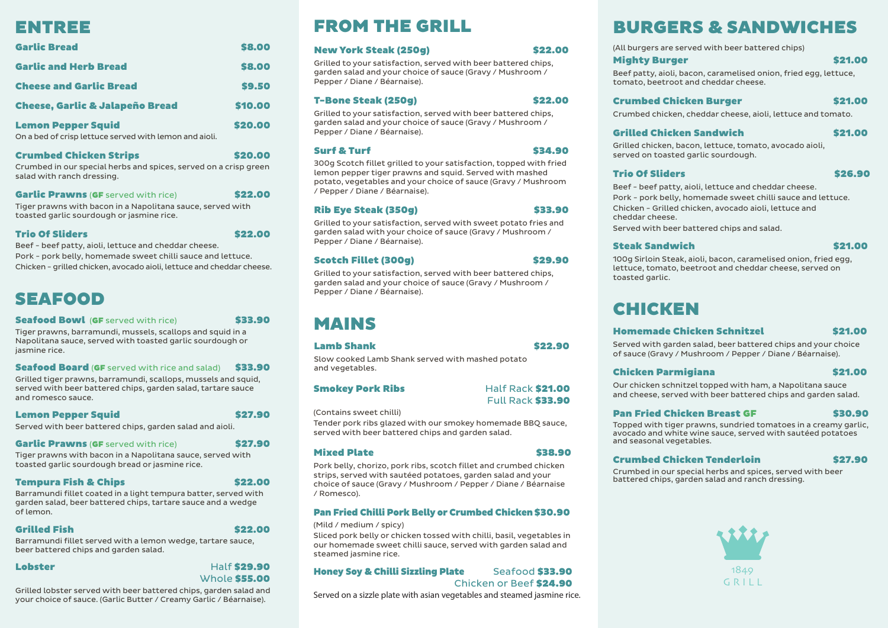## ENTREE

**Garlic Bread** $8.00

**Garlic and Herb Bread** $8.00

**Cheese and Garlic Bread** $9.50

**Cheese, Garlic & Jalapeño Bread** $10.00

**Lemon Pepper Squid** $20.00
On a bed of crisp lettuce served with lemon and aioli.

**Crumbed Chicken Strips** $20.00
Crumbed in our special herbs and spices, served on a crisp green salad with ranch dressing.

**Garlic Prawns** (**GF** served with rice) $22.00
Tiger prawns with bacon in a Napolitana sauce, served with toasted garlic sourdough or jasmine rice.

**Trio Of Sliders** $22.00
Beef - beef patty, aioli, lettuce and cheddar cheese.
Pork - pork belly, homemade sweet chilli sauce and lettuce.
Chicken - grilled chicken, avocado aioli, lettuce and cheddar cheese.

## SEAFOOD

**Seafood Bowl** (**GF** served with rice) $33.90
Tiger prawns, barramundi, mussels, scallops and squid in a Napolitana sauce, served with toasted garlic sourdough or jasmine rice.

**Seafood Board** (**GF** served with rice and salad) $33.90
Grilled tiger prawns, barramundi, scallops, mussels and squid, served with beer battered chips, garden salad, tartare sauce and romesco sauce.

**Lemon Pepper Squid** $27.90
Served with beer battered chips, garden salad and aioli.

**Garlic Prawns** (**GF** served with rice) $27.90
Tiger prawns with bacon in a Napolitana sauce, served with toasted garlic sourdough bread or jasmine rice.

**Tempura Fish & Chips** $22.00
Barramundi fillet coated in a light tempura batter, served with garden salad, beer battered chips, tartare sauce and a wedge of lemon.

**Grilled Fish** $22.00
Barramundi fillet served with a lemon wedge, tartare sauce, beer battered chips and garden salad.

**Lobster** Half $29.90
Whole $55.00
Grilled lobster served with beer battered chips, garden salad and your choice of sauce. (Garlic Butter / Creamy Garlic / Béarnaise).

## FROM THE GRILL

**New York Steak (250g)** $22.00
Grilled to your satisfaction, served with beer battered chips, garden salad and your choice of sauce (Gravy / Mushroom / Pepper / Diane / Béarnaise).

**T-Bone Steak (250g)** $22.00
Grilled to your satisfaction, served with beer battered chips, garden salad and your choice of sauce (Gravy / Mushroom / Pepper / Diane / Béarnaise).

**Surf & Turf** $34.90
300g Scotch fillet grilled to your satisfaction, topped with fried lemon pepper tiger prawns and squid. Served with mashed potato, vegetables and your choice of sauce (Gravy / Mushroom / Pepper / Diane / Béarnaise).

**Rib Eye Steak (350g)** $33.90
Grilled to your satisfaction, served with sweet potato fries and garden salad with your choice of sauce (Gravy / Mushroom / Pepper / Diane / Béarnaise).

**Scotch Fillet (300g)** $29.90
Grilled to your satisfaction, served with beer battered chips, garden salad and your choice of sauce (Gravy / Mushroom / Pepper / Diane / Béarnaise).

## MAINS

**Lamb Shank** $22.90
Slow cooked Lamb Shank served with mashed potato and vegetables.

**Smokey Pork Ribs** Half Rack $21.00
Full Rack $33.90
(Contains sweet chilli)
Tender pork ribs glazed with our smokey homemade BBQ sauce, served with beer battered chips and garden salad.

**Mixed Plate** $38.90
Pork belly, chorizo, pork ribs, scotch fillet and crumbed chicken strips, served with sautéed potatoes, garden salad and your choice of sauce (Gravy / Mushroom / Pepper / Diane / Béarnaise / Romesco).

**Pan Fried Chilli Pork Belly or Crumbed Chicken** $30.90
(Mild / medium / spicy)
Sliced pork belly or chicken tossed with chilli, basil, vegetables in our homemade sweet chilli sauce, served with garden salad and steamed jasmine rice.

**Honey Soy & Chilli Sizzling Plate** Seafood $33.90
Chicken or Beef $24.90
Served on a sizzle plate with asian vegetables and steamed jasmine rice.

## BURGERS & SANDWICHES

(All burgers are served with beer battered chips)

**Mighty Burger** $21.00
Beef patty, aioli, bacon, caramelised onion, fried egg, lettuce, tomato, beetroot and cheddar cheese.

**Crumbed Chicken Burger** $21.00
Crumbed chicken, cheddar cheese, aioli, lettuce and tomato.

**Grilled Chicken Sandwich** $21.00
Grilled chicken, bacon, lettuce, tomato, avocado aioli, served on toasted garlic sourdough.

**Trio Of Sliders** $26.90
Beef - beef patty, aioli, lettuce and cheddar cheese.
Pork - pork belly, homemade sweet chilli sauce and lettuce.
Chicken - Grilled chicken, avocado aioli, lettuce and cheddar cheese.
Served with beer battered chips and salad.

**Steak Sandwich** $21.00
100g Sirloin Steak, aioli, bacon, caramelised onion, fried egg, lettuce, tomato, beetroot and cheddar cheese, served on toasted garlic.

## CHICKEN

**Homemade Chicken Schnitzel** $21.00
Served with garden salad, beer battered chips and your choice of sauce (Gravy / Mushroom / Pepper / Diane / Béarnaise).

**Chicken Parmigiana** $21.00
Our chicken schnitzel topped with ham, a Napolitana sauce and cheese, served with beer battered chips and garden salad.

**Pan Fried Chicken Breast GF** $30.90
Topped with tiger prawns, sundried tomatoes in a creamy garlic, avocado and white wine sauce, served with sautéed potatoes and seasonal vegetables.

**Crumbed Chicken Tenderloin** $27.90
Crumbed in our special herbs and spices, served with beer battered chips, garden salad and ranch dressing.

1849
GRILL